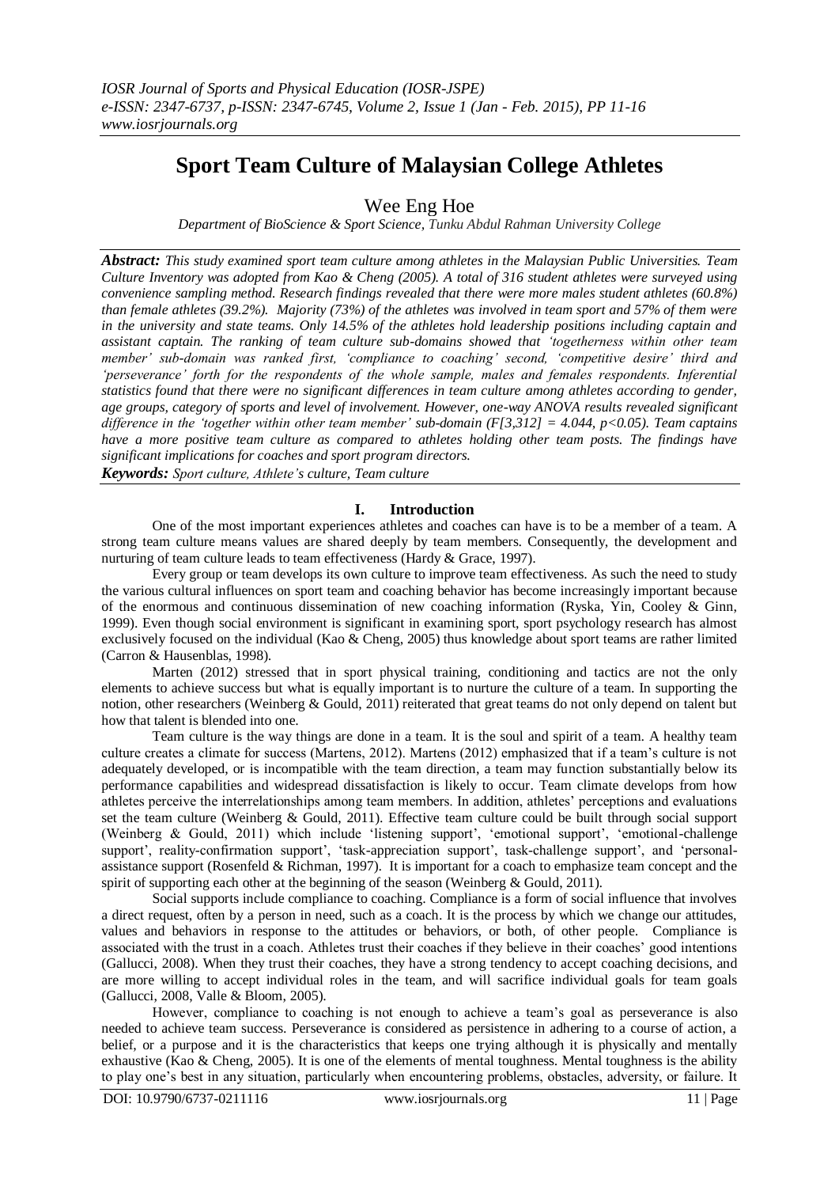# Sport Team Culture of Malaysian College Athletes

Wee Eng Hoe

*Department of BioScience & Sport Science, Tunku Abdul Rahman University College*

***Abstract:*** *This study examined sport team culture among athletes in the Malaysian Public Universities. Team Culture Inventory was adopted from Kao & Cheng (2005). A total of 316 student athletes were surveyed using convenience sampling method. Research findings revealed that there were more males student athletes (60.8%) than female athletes (39.2%). Majority (73%) of the athletes was involved in team sport and 57% of them were in the university and state teams. Only 14.5% of the athletes hold leadership positions including captain and assistant captain. The ranking of team culture sub-domains showed that 'togetherness within other team member' sub-domain was ranked first, 'compliance to coaching' second, 'competitive desire' third and 'perseverance' forth for the respondents of the whole sample, males and females respondents. Inferential statistics found that there were no significant differences in team culture among athletes according to gender, age groups, category of sports and level of involvement. However, one-way ANOVA results revealed significant difference in the 'together within other team member' sub-domain ($F[3,312] = 4.044$, $p<0.05$). Team captains have a more positive team culture as compared to athletes holding other team posts. The findings have significant implications for coaches and sport program directors.*

***Keywords:*** *Sport culture, Athlete's culture, Team culture*

## I. Introduction

One of the most important experiences athletes and coaches can have is to be a member of a team. A strong team culture means values are shared deeply by team members. Consequently, the development and nurturing of team culture leads to team effectiveness (Hardy & Grace, 1997).

Every group or team develops its own culture to improve team effectiveness. As such the need to study the various cultural influences on sport team and coaching behavior has become increasingly important because of the enormous and continuous dissemination of new coaching information (Ryska, Yin, Cooley & Ginn, 1999). Even though social environment is significant in examining sport, sport psychology research has almost exclusively focused on the individual (Kao & Cheng, 2005) thus knowledge about sport teams are rather limited (Carron & Hausenblas, 1998).

Marten (2012) stressed that in sport physical training, conditioning and tactics are not the only elements to achieve success but what is equally important is to nurture the culture of a team. In supporting the notion, other researchers (Weinberg & Gould, 2011) reiterated that great teams do not only depend on talent but how that talent is blended into one.

Team culture is the way things are done in a team. It is the soul and spirit of a team. A healthy team culture creates a climate for success (Martens, 2012). Martens (2012) emphasized that if a team's culture is not adequately developed, or is incompatible with the team direction, a team may function substantially below its performance capabilities and widespread dissatisfaction is likely to occur. Team climate develops from how athletes perceive the interrelationships among team members. In addition, athletes' perceptions and evaluations set the team culture (Weinberg & Gould, 2011). Effective team culture could be built through social support (Weinberg & Gould, 2011) which include 'listening support', 'emotional support', 'emotional-challenge support', reality-confirmation support', 'task-appreciation support', task-challenge support', and 'personal-assistance support (Rosenfeld & Richman, 1997). It is important for a coach to emphasize team concept and the spirit of supporting each other at the beginning of the season (Weinberg & Gould, 2011).

Social supports include compliance to coaching. Compliance is a form of social influence that involves a direct request, often by a person in need, such as a coach. It is the process by which we change our attitudes, values and behaviors in response to the attitudes or behaviors, or both, of other people. Compliance is associated with the trust in a coach. Athletes trust their coaches if they believe in their coaches' good intentions (Gallucci, 2008). When they trust their coaches, they have a strong tendency to accept coaching decisions, and are more willing to accept individual roles in the team, and will sacrifice individual goals for team goals (Gallucci, 2008, Valle & Bloom, 2005).

However, compliance to coaching is not enough to achieve a team's goal as perseverance is also needed to achieve team success. Perseverance is considered as persistence in adhering to a course of action, a belief, or a purpose and it is the characteristics that keeps one trying although it is physically and mentally exhaustive (Kao & Cheng, 2005). It is one of the elements of mental toughness. Mental toughness is the ability to play one's best in any situation, particularly when encountering problems, obstacles, adversity, or failure. It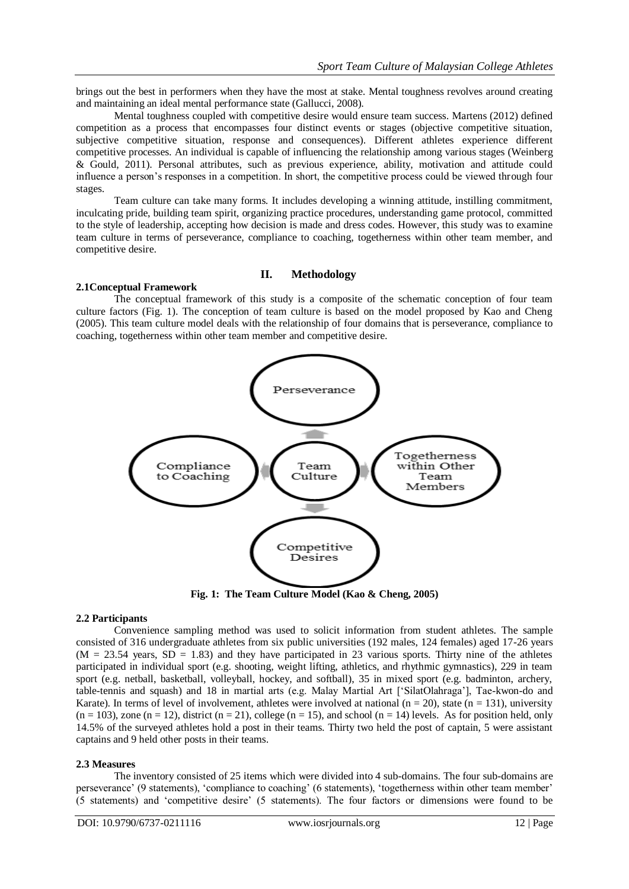brings out the best in performers when they have the most at stake. Mental toughness revolves around creating and maintaining an ideal mental performance state (Gallucci, 2008).

Mental toughness coupled with competitive desire would ensure team success. Martens (2012) defined competition as a process that encompasses four distinct events or stages (objective competitive situation, subjective competitive situation, response and consequences). Different athletes experience different competitive processes. An individual is capable of influencing the relationship among various stages (Weinberg & Gould, 2011). Personal attributes, such as previous experience, ability, motivation and attitude could influence a person's responses in a competition. In short, the competitive process could be viewed through four stages.

Team culture can take many forms. It includes developing a winning attitude, instilling commitment, inculcating pride, building team spirit, organizing practice procedures, understanding game protocol, committed to the style of leadership, accepting how decision is made and dress codes. However, this study was to examine team culture in terms of perseverance, compliance to coaching, togetherness within other team member, and competitive desire.

## II. Methodology

### 2.1Conceptual Framework

The conceptual framework of this study is a composite of the schematic conception of four team culture factors (Fig. 1). The conception of team culture is based on the model proposed by Kao and Cheng (2005). This team culture model deals with the relationship of four domains that is perseverance, compliance to coaching, togetherness within other team member and competitive desire.

Perseverance

Compliance to Coaching

Team Culture

Togetherness within Other Team Members

Competitive Desires

**Fig. 1: The Team Culture Model (Kao & Cheng, 2005)**

### 2.2 Participants

Convenience sampling method was used to solicit information from student athletes. The sample consisted of 316 undergraduate athletes from six public universities (192 males, 124 females) aged 17-26 years (M = 23.54 years, SD = 1.83) and they have participated in 23 various sports. Thirty nine of the athletes participated in individual sport (e.g. shooting, weight lifting, athletics, and rhythmic gymnastics), 229 in team sport (e.g. netball, basketball, volleyball, hockey, and softball), 35 in mixed sport (e.g. badminton, archery, table-tennis and squash) and 18 in martial arts (e.g. Malay Martial Art ['SilatOlahraga'], Tae-kwon-do and Karate). In terms of level of involvement, athletes were involved at national (n = 20), state (n = 131), university (n = 103), zone (n = 12), district (n = 21), college (n = 15), and school (n = 14) levels. As for position held, only 14.5% of the surveyed athletes hold a post in their teams. Thirty two held the post of captain, 5 were assistant captains and 9 held other posts in their teams.

### 2.3 Measures

The inventory consisted of 25 items which were divided into 4 sub-domains. The four sub-domains are perseverance' (9 statements), 'compliance to coaching' (6 statements), 'togetherness within other team member' (5 statements) and 'competitive desire' (5 statements). The four factors or dimensions were found to be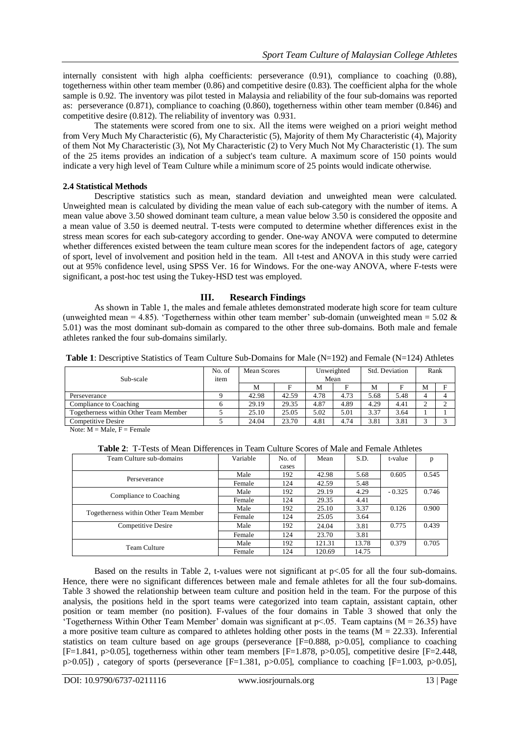internally consistent with high alpha coefficients: perseverance (0.91), compliance to coaching (0.88), togetherness within other team member (0.86) and competitive desire (0.83). The coefficient alpha for the whole sample is 0.92. The inventory was pilot tested in Malaysia and reliability of the four sub-domains was reported as: perseverance (0.871), compliance to coaching (0.860), togetherness within other team member (0.846) and competitive desire (0.812). The reliability of inventory was 0.931.

The statements were scored from one to six. All the items were weighed on a priori weight method from Very Much My Characteristic (6), My Characteristic (5), Majority of them My Characteristic (4), Majority of them Not My Characteristic (3), Not My Characteristic (2) to Very Much Not My Characteristic (1). The sum of the 25 items provides an indication of a subject's team culture. A maximum score of 150 points would indicate a very high level of Team Culture while a minimum score of 25 points would indicate otherwise.

### 2.4 Statistical Methods

Descriptive statistics such as mean, standard deviation and unweighted mean were calculated. Unweighted mean is calculated by dividing the mean value of each sub-category with the number of items. A mean value above 3.50 showed dominant team culture, a mean value below 3.50 is considered the opposite and a mean value of 3.50 is deemed neutral. T-tests were computed to determine whether differences exist in the stress mean scores for each sub-category according to gender. One-way ANOVA were computed to determine whether differences existed between the team culture mean scores for the independent factors of age, category of sport, level of involvement and position held in the team. All t-test and ANOVA in this study were carried out at 95% confidence level, using SPSS Ver. 16 for Windows. For the one-way ANOVA, where F-tests were significant, a post-hoc test using the Tukey-HSD test was employed.

## III. Research Findings

As shown in Table 1, the males and female athletes demonstrated moderate high score for team culture (unweighted mean = 4.85). 'Togetherness within other team member' sub-domain (unweighted mean = 5.02 & 5.01) was the most dominant sub-domain as compared to the other three sub-domains. Both male and female athletes ranked the four sub-domains similarly.

**Table 1**: Descriptive Statistics of Team Culture Sub-Domains for Male (N=192) and Female (N=124) Athletes

| Sub-scale | No. of item | Mean Scores | | Unweighted Mean | | Std. Deviation | | Rank | |
|---|---|---|---|---|---|---|---|---|---|
| | | M | F | M | F | M | F | M | F |
| Perseverance | 9 | 42.98 | 42.59 | 4.78 | 4.73 | 5.68 | 5.48 | 4 | 4 |
| Compliance to Coaching | 6 | 29.19 | 29.35 | 4.87 | 4.89 | 4.29 | 4.41 | 2 | 2 |
| Togetherness within Other Team Member | 5 | 25.10 | 25.05 | 5.02 | 5.01 | 3.37 | 3.64 | 1 | 1 |
| Competitive Desire | 5 | 24.04 | 23.70 | 4.81 | 4.74 | 3.81 | 3.81 | 3 | 3 |

Note: M = Male, F = Female

**Table 2**: T-Tests of Mean Differences in Team Culture Scores of Male and Female Athletes

| Team Culture sub-domains | Variable | No. of cases | Mean | S.D. | t-value | p |
|---|---|---|---|---|---|---|
| Perseverance | Male | 192 | 42.98 | 5.68 | 0.605 | 0.545 |
| | Female | 124 | 42.59 | 5.48 | | |
| Compliance to Coaching | Male | 192 | 29.19 | 4.29 | - 0.325 | 0.746 |
| | Female | 124 | 29.35 | 4.41 | | |
| Togetherness within Other Team Member | Male | 192 | 25.10 | 3.37 | 0.126 | 0.900 |
| | Female | 124 | 25.05 | 3.64 | | |
| Competitive Desire | Male | 192 | 24.04 | 3.81 | 0.775 | 0.439 |
| | Female | 124 | 23.70 | 3.81 | | |
| Team Culture | Male | 192 | 121.31 | 13.78 | 0.379 | 0.705 |
| | Female | 124 | 120.69 | 14.75 | | |

Based on the results in Table 2, t-values were not significant at $p<.05$ for all the four sub-domains. Hence, there were no significant differences between male and female athletes for all the four sub-domains. Table 3 showed the relationship between team culture and position held in the team. For the purpose of this analysis, the positions held in the sport teams were categorized into team captain, assistant captain, other position or team member (no position). F-values of the four domains in Table 3 showed that only the 'Togetherness Within Other Team Member' domain was significant at $p<.05$. Team captains ($M = 26.35$) have a more positive team culture as compared to athletes holding other posts in the teams ($M = 22.33$). Inferential statistics on team culture based on age groups (perseverance [$F=0.888$, $p>0.05$], compliance to coaching [$F=1.841$, $p>0.05$], togetherness within other team members [$F=1.878$, $p>0.05$], competitive desire [$F=2.448$, $p>0.05$]) , category of sports (perseverance [$F=1.381$, $p>0.05$], compliance to coaching [$F=1.003$, $p>0.05$],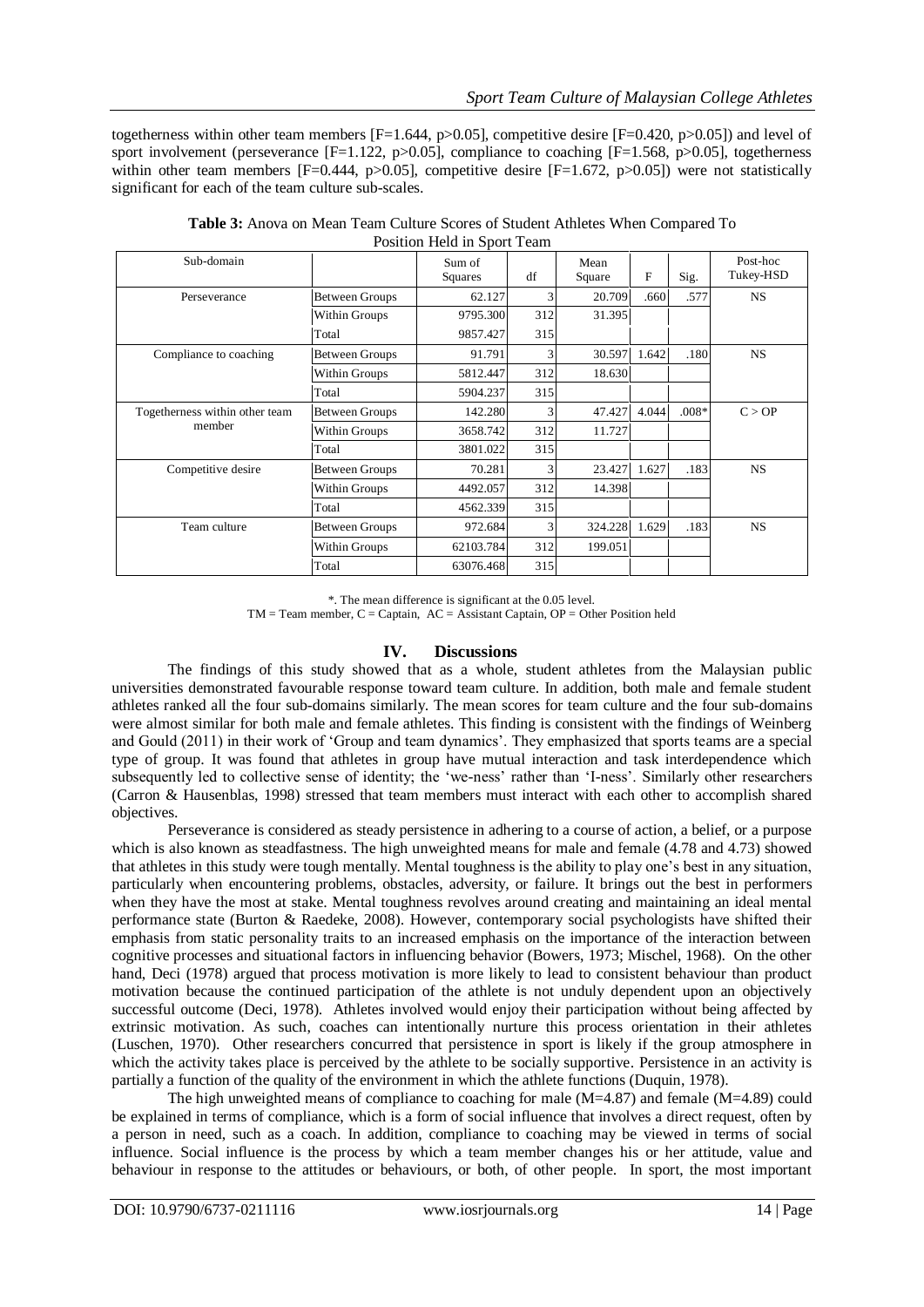togetherness within other team members [F=1.644, p>0.05], competitive desire [F=0.420, p>0.05]) and level of sport involvement (perseverance [F=1.122, p>0.05], compliance to coaching [F=1.568, p>0.05], togetherness within other team members [F=0.444, p>0.05], competitive desire [F=1.672, p>0.05]) were not statistically significant for each of the team culture sub-scales.

**Table 3:** Anova on Mean Team Culture Scores of Student Athletes When Compared To Position Held in Sport Team

| Sub-domain | | Sum of Squares | df | Mean Square | F | Sig. | Post-hoc Tukey-HSD |
|---|---|---|---|---|---|---|---|
| Perseverance | Between Groups | 62.127 | 3 | 20.709 | .660 | .577 | NS |
| | Within Groups | 9795.300 | 312 | 31.395 | | | |
| | Total | 9857.427 | 315 | | | | |
| Compliance to coaching | Between Groups | 91.791 | 3 | 30.597 | 1.642 | .180 | NS |
| | Within Groups | 5812.447 | 312 | 18.630 | | | |
| | Total | 5904.237 | 315 | | | | |
| Togetherness within other team member | Between Groups | 142.280 | 3 | 47.427 | 4.044 | .008* | C > OP |
| | Within Groups | 3658.742 | 312 | 11.727 | | | |
| | Total | 3801.022 | 315 | | | | |
| Competitive desire | Between Groups | 70.281 | 3 | 23.427 | 1.627 | .183 | NS |
| | Within Groups | 4492.057 | 312 | 14.398 | | | |
| | Total | 4562.339 | 315 | | | | |
| Team culture | Between Groups | 972.684 | 3 | 324.228 | 1.629 | .183 | NS |
| | Within Groups | 62103.784 | 312 | 199.051 | | | |
| | Total | 63076.468 | 315 | | | | |

*. The mean difference is significant at the 0.05 level.
TM = Team member, C = Captain, AC = Assistant Captain, OP = Other Position held

## IV. Discussions

The findings of this study showed that as a whole, student athletes from the Malaysian public universities demonstrated favourable response toward team culture. In addition, both male and female student athletes ranked all the four sub-domains similarly. The mean scores for team culture and the four sub-domains were almost similar for both male and female athletes. This finding is consistent with the findings of Weinberg and Gould (2011) in their work of 'Group and team dynamics'. They emphasized that sports teams are a special type of group. It was found that athletes in group have mutual interaction and task interdependence which subsequently led to collective sense of identity; the 'we-ness' rather than 'I-ness'. Similarly other researchers (Carron & Hausenblas, 1998) stressed that team members must interact with each other to accomplish shared objectives.

Perseverance is considered as steady persistence in adhering to a course of action, a belief, or a purpose which is also known as steadfastness. The high unweighted means for male and female (4.78 and 4.73) showed that athletes in this study were tough mentally. Mental toughness is the ability to play one's best in any situation, particularly when encountering problems, obstacles, adversity, or failure. It brings out the best in performers when they have the most at stake. Mental toughness revolves around creating and maintaining an ideal mental performance state (Burton & Raedeke, 2008). However, contemporary social psychologists have shifted their emphasis from static personality traits to an increased emphasis on the importance of the interaction between cognitive processes and situational factors in influencing behavior (Bowers, 1973; Mischel, 1968). On the other hand, Deci (1978) argued that process motivation is more likely to lead to consistent behaviour than product motivation because the continued participation of the athlete is not unduly dependent upon an objectively successful outcome (Deci, 1978). Athletes involved would enjoy their participation without being affected by extrinsic motivation. As such, coaches can intentionally nurture this process orientation in their athletes (Luschen, 1970). Other researchers concurred that persistence in sport is likely if the group atmosphere in which the activity takes place is perceived by the athlete to be socially supportive. Persistence in an activity is partially a function of the quality of the environment in which the athlete functions (Duquin, 1978).

The high unweighted means of compliance to coaching for male (M=4.87) and female (M=4.89) could be explained in terms of compliance, which is a form of social influence that involves a direct request, often by a person in need, such as a coach. In addition, compliance to coaching may be viewed in terms of social influence. Social influence is the process by which a team member changes his or her attitude, value and behaviour in response to the attitudes or behaviours, or both, of other people. In sport, the most important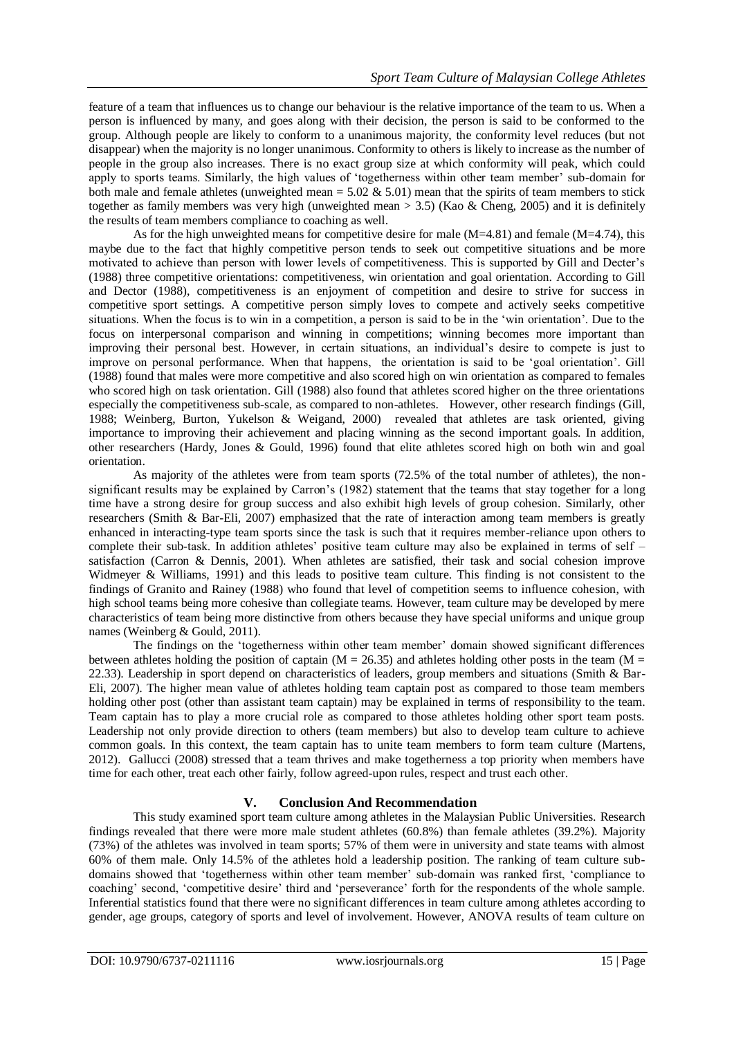feature of a team that influences us to change our behaviour is the relative importance of the team to us. When a person is influenced by many, and goes along with their decision, the person is said to be conformed to the group. Although people are likely to conform to a unanimous majority, the conformity level reduces (but not disappear) when the majority is no longer unanimous. Conformity to others is likely to increase as the number of people in the group also increases. There is no exact group size at which conformity will peak, which could apply to sports teams. Similarly, the high values of 'togetherness within other team member' sub-domain for both male and female athletes (unweighted mean = 5.02 & 5.01) mean that the spirits of team members to stick together as family members was very high (unweighted mean > 3.5) (Kao & Cheng, 2005) and it is definitely the results of team members compliance to coaching as well.

As for the high unweighted means for competitive desire for male (M=4.81) and female (M=4.74), this maybe due to the fact that highly competitive person tends to seek out competitive situations and be more motivated to achieve than person with lower levels of competitiveness. This is supported by Gill and Decter's (1988) three competitive orientations: competitiveness, win orientation and goal orientation. According to Gill and Dector (1988), competitiveness is an enjoyment of competition and desire to strive for success in competitive sport settings. A competitive person simply loves to compete and actively seeks competitive situations. When the focus is to win in a competition, a person is said to be in the 'win orientation'. Due to the focus on interpersonal comparison and winning in competitions; winning becomes more important than improving their personal best. However, in certain situations, an individual's desire to compete is just to improve on personal performance. When that happens, the orientation is said to be 'goal orientation'. Gill (1988) found that males were more competitive and also scored high on win orientation as compared to females who scored high on task orientation. Gill (1988) also found that athletes scored higher on the three orientations especially the competitiveness sub-scale, as compared to non-athletes. However, other research findings (Gill, 1988; Weinberg, Burton, Yukelson & Weigand, 2000) revealed that athletes are task oriented, giving importance to improving their achievement and placing winning as the second important goals. In addition, other researchers (Hardy, Jones & Gould, 1996) found that elite athletes scored high on both win and goal orientation.

As majority of the athletes were from team sports (72.5% of the total number of athletes), the non-significant results may be explained by Carron's (1982) statement that the teams that stay together for a long time have a strong desire for group success and also exhibit high levels of group cohesion. Similarly, other researchers (Smith & Bar-Eli, 2007) emphasized that the rate of interaction among team members is greatly enhanced in interacting-type team sports since the task is such that it requires member-reliance upon others to complete their sub-task. In addition athletes' positive team culture may also be explained in terms of self – satisfaction (Carron & Dennis, 2001). When athletes are satisfied, their task and social cohesion improve Widmeyer & Williams, 1991) and this leads to positive team culture. This finding is not consistent to the findings of Granito and Rainey (1988) who found that level of competition seems to influence cohesion, with high school teams being more cohesive than collegiate teams. However, team culture may be developed by mere characteristics of team being more distinctive from others because they have special uniforms and unique group names (Weinberg & Gould, 2011).

The findings on the 'togetherness within other team member' domain showed significant differences between athletes holding the position of captain (M = 26.35) and athletes holding other posts in the team (M = 22.33). Leadership in sport depend on characteristics of leaders, group members and situations (Smith & Bar-Eli, 2007). The higher mean value of athletes holding team captain post as compared to those team members holding other post (other than assistant team captain) may be explained in terms of responsibility to the team. Team captain has to play a more crucial role as compared to those athletes holding other sport team posts. Leadership not only provide direction to others (team members) but also to develop team culture to achieve common goals. In this context, the team captain has to unite team members to form team culture (Martens, 2012). Gallucci (2008) stressed that a team thrives and make togetherness a top priority when members have time for each other, treat each other fairly, follow agreed-upon rules, respect and trust each other.

## V. Conclusion And Recommendation

This study examined sport team culture among athletes in the Malaysian Public Universities. Research findings revealed that there were more male student athletes (60.8%) than female athletes (39.2%). Majority (73%) of the athletes was involved in team sports; 57% of them were in university and state teams with almost 60% of them male. Only 14.5% of the athletes hold a leadership position. The ranking of team culture sub-domains showed that 'togetherness within other team member' sub-domain was ranked first, 'compliance to coaching' second, 'competitive desire' third and 'perseverance' forth for the respondents of the whole sample. Inferential statistics found that there were no significant differences in team culture among athletes according to gender, age groups, category of sports and level of involvement. However, ANOVA results of team culture on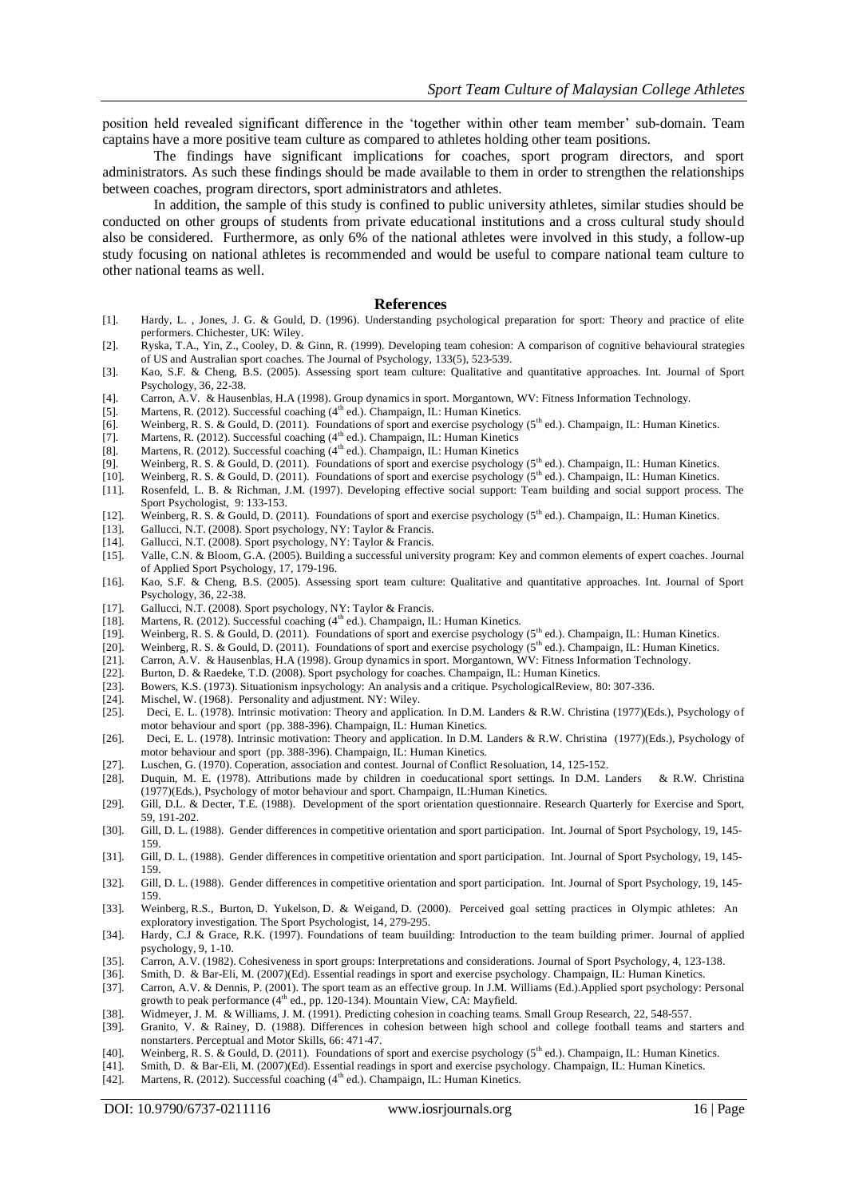position held revealed significant difference in the 'together within other team member' sub-domain. Team captains have a more positive team culture as compared to athletes holding other team positions.

The findings have significant implications for coaches, sport program directors, and sport administrators. As such these findings should be made available to them in order to strengthen the relationships between coaches, program directors, sport administrators and athletes.

In addition, the sample of this study is confined to public university athletes, similar studies should be conducted on other groups of students from private educational institutions and a cross cultural study should also be considered. Furthermore, as only 6% of the national athletes were involved in this study, a follow-up study focusing on national athletes is recommended and would be useful to compare national team culture to other national teams as well.

## References

[1]. Hardy, L. , Jones, J. G. & Gould, D. (1996). Understanding psychological preparation for sport: Theory and practice of elite performers. Chichester, UK: Wiley.
[2]. Ryska, T.A., Yin, Z., Cooley, D. & Ginn, R. (1999). Developing team cohesion: A comparison of cognitive behavioural strategies of US and Australian sport coaches. The Journal of Psychology, 133(5), 523-539.
[3]. Kao, S.F. & Cheng, B.S. (2005). Assessing sport team culture: Qualitative and quantitative approaches. Int. Journal of Sport Psychology, 36, 22-38.
[4]. Carron, A.V. & Hausenblas, H.A (1998). Group dynamics in sport. Morgantown, WV: Fitness Information Technology.
[5]. Martens, R. (2012). Successful coaching (4th ed.). Champaign, IL: Human Kinetics.
[6]. Weinberg, R. S. & Gould, D. (2011). Foundations of sport and exercise psychology (5th ed.). Champaign, IL: Human Kinetics.
[7]. Martens, R. (2012). Successful coaching (4th ed.). Champaign, IL: Human Kinetics
[8]. Martens, R. (2012). Successful coaching (4th ed.). Champaign, IL: Human Kinetics
[9]. Weinberg, R. S. & Gould, D. (2011). Foundations of sport and exercise psychology (5th ed.). Champaign, IL: Human Kinetics.
[10]. Weinberg, R. S. & Gould, D. (2011). Foundations of sport and exercise psychology (5th ed.). Champaign, IL: Human Kinetics.
[11]. Rosenfeld, L. B. & Richman, J.M. (1997). Developing effective social support: Team building and social support process. The Sport Psychologist, 9: 133-153.
[12]. Weinberg, R. S. & Gould, D. (2011). Foundations of sport and exercise psychology (5th ed.). Champaign, IL: Human Kinetics.
[13]. Gallucci, N.T. (2008). Sport psychology, NY: Taylor & Francis.
[14]. Gallucci, N.T. (2008). Sport psychology, NY: Taylor & Francis.
[15]. Valle, C.N. & Bloom, G.A. (2005). Building a successful university program: Key and common elements of expert coaches. Journal of Applied Sport Psychology, 17, 179-196.
[16]. Kao, S.F. & Cheng, B.S. (2005). Assessing sport team culture: Qualitative and quantitative approaches. Int. Journal of Sport Psychology, 36, 22-38.
[17]. Gallucci, N.T. (2008). Sport psychology, NY: Taylor & Francis.
[18]. Martens, R. (2012). Successful coaching (4th ed.). Champaign, IL: Human Kinetics.
[19]. Weinberg, R. S. & Gould, D. (2011). Foundations of sport and exercise psychology (5th ed.). Champaign, IL: Human Kinetics.
[20]. Weinberg, R. S. & Gould, D. (2011). Foundations of sport and exercise psychology (5th ed.). Champaign, IL: Human Kinetics.
[21]. Carron, A.V. & Hausenblas, H.A (1998). Group dynamics in sport. Morgantown, WV: Fitness Information Technology.
[22]. Burton, D. & Raedeke, T.D. (2008). Sport psychology for coaches. Champaign, IL: Human Kinetics.
[23]. Bowers, K.S. (1973). Situationism inpsychology: An analysis and a critique. PsychologicalReview, 80: 307-336.
[24]. Mischel, W. (1968). Personality and adjustment. NY: Wiley.
[25]. Deci, E. L. (1978). Intrinsic motivation: Theory and application. In D.M. Landers & R.W. Christina (1977)(Eds.), Psychology of motor behaviour and sport (pp. 388-396). Champaign, IL: Human Kinetics.
[26]. Deci, E. L. (1978). Intrinsic motivation: Theory and application. In D.M. Landers & R.W. Christina (1977)(Eds.), Psychology of motor behaviour and sport (pp. 388-396). Champaign, IL: Human Kinetics.
[27]. Luschen, G. (1970). Coperation, association and contest. Journal of Conflict Resoluation, 14, 125-152.
[28]. Duquin, M. E. (1978). Attributions made by children in coeducational sport settings. In D.M. Landers & R.W. Christina (1977)(Eds.), Psychology of motor behaviour and sport. Champaign, IL:Human Kinetics.
[29]. Gill, D.L. & Decter, T.E. (1988). Development of the sport orientation questionnaire. Research Quarterly for Exercise and Sport, 59, 191-202.
[30]. Gill, D. L. (1988). Gender differences in competitive orientation and sport participation. Int. Journal of Sport Psychology, 19, 145-159.
[31]. Gill, D. L. (1988). Gender differences in competitive orientation and sport participation. Int. Journal of Sport Psychology, 19, 145-159.
[32]. Gill, D. L. (1988). Gender differences in competitive orientation and sport participation. Int. Journal of Sport Psychology, 19, 145-159.
[33]. Weinberg, R.S., Burton, D. Yukelson, D. & Weigand, D. (2000). Perceived goal setting practices in Olympic athletes: An exploratory investigation. The Sport Psychologist, 14, 279-295.
[34]. Hardy, C.J & Grace, R.K. (1997). Foundations of team buuilding: Introduction to the team building primer. Journal of applied psychology, 9, 1-10.
[35]. Carron, A.V. (1982). Cohesiveness in sport groups: Interpretations and considerations. Journal of Sport Psychology, 4, 123-138.
[36]. Smith, D. & Bar-Eli, M. (2007)(Ed). Essential readings in sport and exercise psychology. Champaign, IL: Human Kinetics.
[37]. Carron, A.V. & Dennis, P. (2001). The sport team as an effective group. In J.M. Williams (Ed.).Applied sport psychology: Personal growth to peak performance (4th ed., pp. 120-134). Mountain View, CA: Mayfield.
[38]. Widmeyer, J. M. & Williams, J. M. (1991). Predicting cohesion in coaching teams. Small Group Research, 22, 548-557.
[39]. Granito, V. & Rainey, D. (1988). Differences in cohesion between high school and college football teams and starters and nonstarters. Perceptual and Motor Skills, 66: 471-47.
[40]. Weinberg, R. S. & Gould, D. (2011). Foundations of sport and exercise psychology (5th ed.). Champaign, IL: Human Kinetics.
[41]. Smith, D. & Bar-Eli, M. (2007)(Ed). Essential readings in sport and exercise psychology. Champaign, IL: Human Kinetics.
[42]. Martens, R. (2012). Successful coaching (4th ed.). Champaign, IL: Human Kinetics.